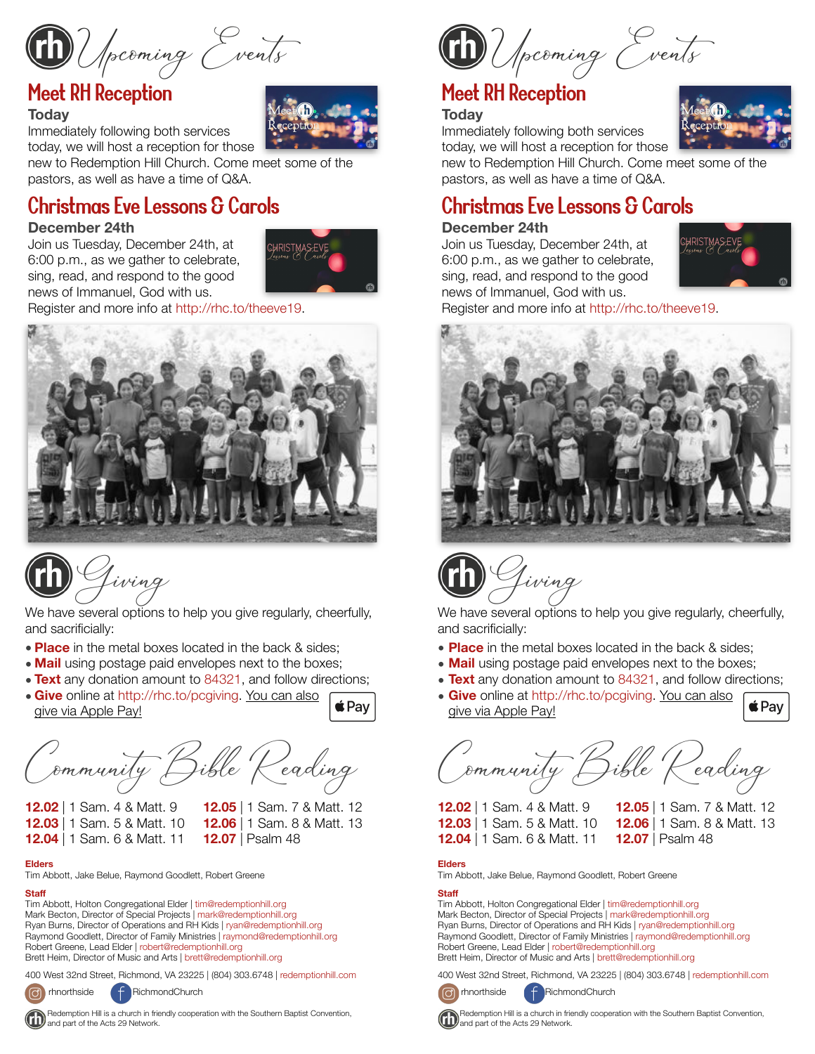# Upcoming Events

## Meet RH Reception

**Today**

Immediately following both services today, we will host a reception for those new to Redemption Hill Church. Come meet some of the pastors, as well as have a time of Q&A.

## Christmas Eve Lessons & Carols

**December 24th**

Join us Tuesday, December 24th, at 6:00 p.m., as we gather to celebrate, sing, read, and respond to the good news of Immanuel, God with us.

Register and more info at http://rhc.to/theeve19.

# Giving

We have several options to help you give regularly, cheerfully, and sacrificially:

- **Place** in the metal boxes located in the back & sides;
- **Mail** using postage paid envelopes next to the boxes;
- **Text** any donation amount to 84321, and follow directions;
- **Give** online at http://rhc.to/pcgiving. You can also give via Apple Pay!

# Community Bible Reading

**12.02** | 1 Sam. 4 & Matt. 9
**12.03** | 1 Sam. 5 & Matt. 10
**12.04** | 1 Sam. 6 & Matt. 11
**12.05** | 1 Sam. 7 & Matt. 12
**12.06** | 1 Sam. 8 & Matt. 13
**12.07** | Psalm 48

**Elders**

Tim Abbott, Jake Belue, Raymond Goodlett, Robert Greene

**Staff**

Tim Abbott, Holton Congregational Elder | tim@redemptionhill.org
Mark Becton, Director of Special Projects | mark@redemptionhill.org
Ryan Burns, Director of Operations and RH Kids | ryan@redemptionhill.org
Raymond Goodlett, Director of Family Ministries | raymond@redemptionhill.org
Robert Greene, Lead Elder | robert@redemptionhill.org
Brett Heim, Director of Music and Arts | brett@redemptionhill.org

400 West 32nd Street, Richmond, VA 23225 | (804) 303.6748 | redemptionhill.com

rhnorthside RichmondChurch

Redemption Hill is a church in friendly cooperation with the Southern Baptist Convention, and part of the Acts 29 Network.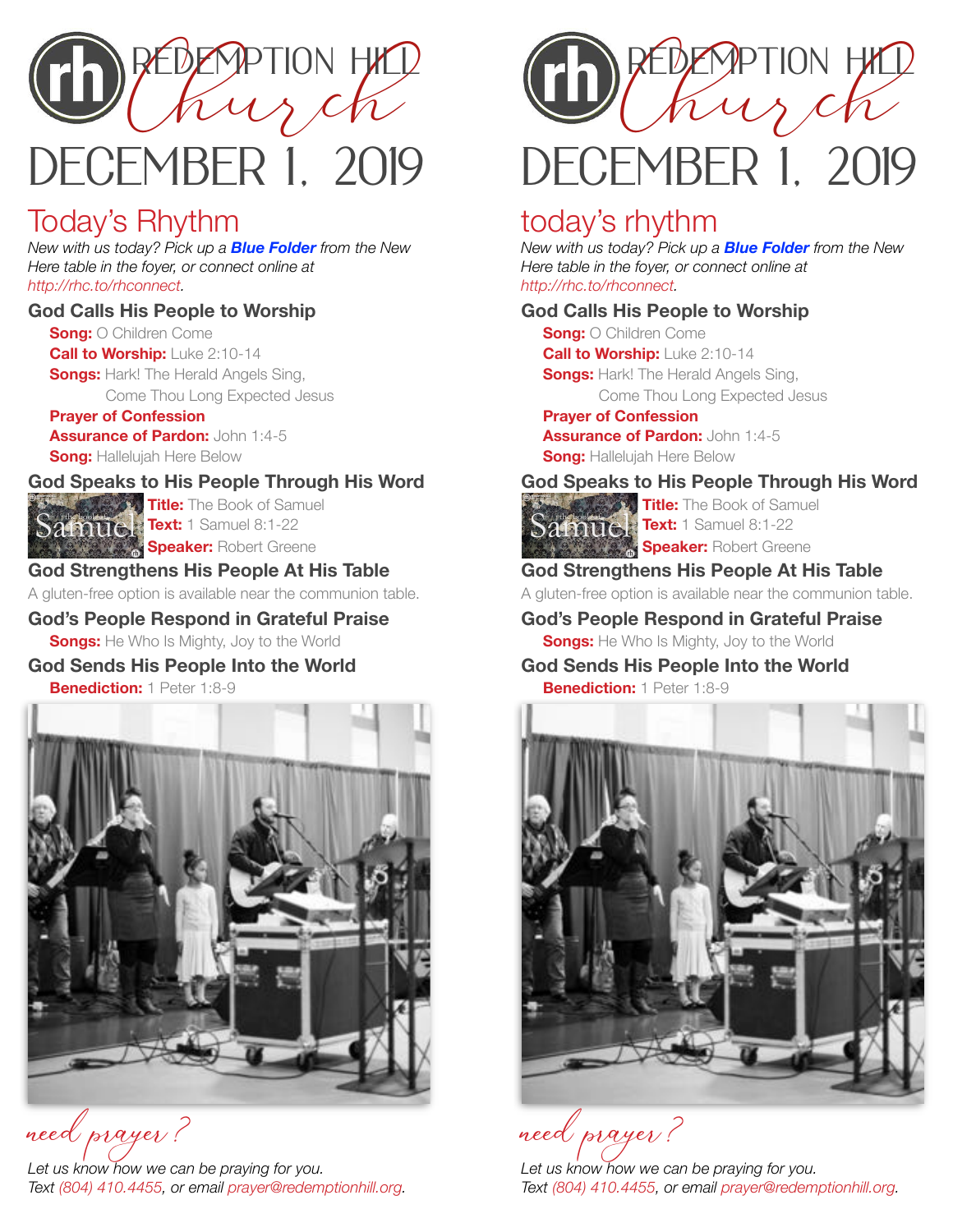# Redemption Hill Church

# DECEMBER 1, 2019

## Today's Rhythm

*New with us today? Pick up a* ***Blue Folder*** *from the New Here table in the foyer, or connect online at http://rhc.to/rhconnect.*

### God Calls His People to Worship

**Song:** O Children Come
**Call to Worship:** Luke 2:10-14
**Songs:** Hark! The Herald Angels Sing, Come Thou Long Expected Jesus
**Prayer of Confession**
**Assurance of Pardon:** John 1:4-5
**Song:** Hallelujah Here Below

### God Speaks to His People Through His Word

**Title:** The Book of Samuel
**Text:** 1 Samuel 8:1-22
**Speaker:** Robert Greene

### God Strengthens His People At His Table

A gluten-free option is available near the communion table.

### God's People Respond in Grateful Praise

**Songs:** He Who Is Mighty, Joy to the World

### God Sends His People Into the World

**Benediction:** 1 Peter 1:8-9

need prayer?

*Let us know how we can be praying for you.*
*Text (804) 410.4455, or email prayer@redemptionhill.org.*

---

# Redemption Hill Church

# DECEMBER 1, 2019

## today's rhythm

*New with us today? Pick up a* ***Blue Folder*** *from the New Here table in the foyer, or connect online at http://rhc.to/rhconnect.*

### God Calls His People to Worship

**Song:** O Children Come
**Call to Worship:** Luke 2:10-14
**Songs:** Hark! The Herald Angels Sing, Come Thou Long Expected Jesus
**Prayer of Confession**
**Assurance of Pardon:** John 1:4-5
**Song:** Hallelujah Here Below

### God Speaks to His People Through His Word

**Title:** The Book of Samuel
**Text:** 1 Samuel 8:1-22
**Speaker:** Robert Greene

### God Strengthens His People At His Table

A gluten-free option is available near the communion table.

### God's People Respond in Grateful Praise

**Songs:** He Who Is Mighty, Joy to the World

### God Sends His People Into the World

**Benediction:** 1 Peter 1:8-9

need prayer?

*Let us know how we can be praying for you.*
*Text (804) 410.4455, or email prayer@redemptionhill.org.*